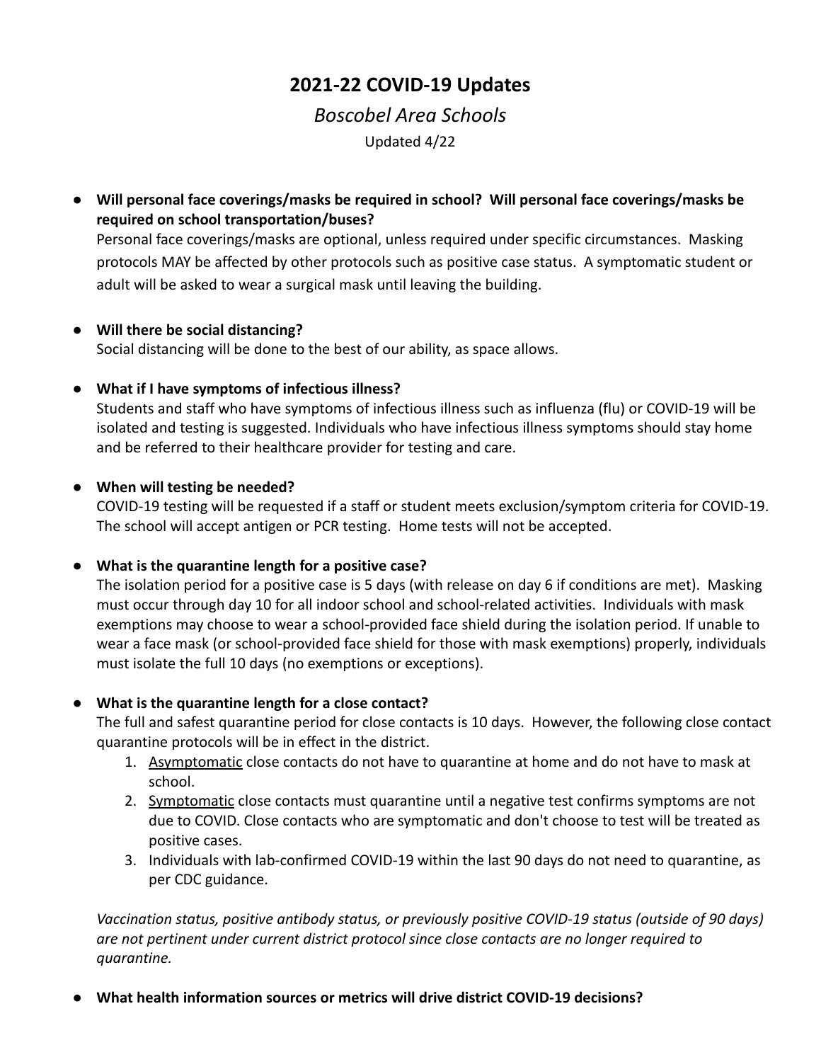# 2021-22 COVID-19 Updates

*Boscobel Area Schools*

Updated 4/22

- **Will personal face coverings/masks be required in school? Will personal face coverings/masks be required on school transportation/buses?**
  Personal face coverings/masks are optional, unless required under specific circumstances. Masking protocols MAY be affected by other protocols such as positive case status. A symptomatic student or adult will be asked to wear a surgical mask until leaving the building.

- **Will there be social distancing?**
  Social distancing will be done to the best of our ability, as space allows.

- **What if I have symptoms of infectious illness?**
  Students and staff who have symptoms of infectious illness such as influenza (flu) or COVID-19 will be isolated and testing is suggested. Individuals who have infectious illness symptoms should stay home and be referred to their healthcare provider for testing and care.

- **When will testing be needed?**
  COVID-19 testing will be requested if a staff or student meets exclusion/symptom criteria for COVID-19. The school will accept antigen or PCR testing. Home tests will not be accepted.

- **What is the quarantine length for a positive case?**
  The isolation period for a positive case is 5 days (with release on day 6 if conditions are met). Masking must occur through day 10 for all indoor school and school-related activities. Individuals with mask exemptions may choose to wear a school-provided face shield during the isolation period. If unable to wear a face mask (or school-provided face shield for those with mask exemptions) properly, individuals must isolate the full 10 days (no exemptions or exceptions).

- **What is the quarantine length for a close contact?**
  The full and safest quarantine period for close contacts is 10 days. However, the following close contact quarantine protocols will be in effect in the district.
  1. <u>Asymptomatic</u> close contacts do not have to quarantine at home and do not have to mask at school.
  2. <u>Symptomatic</u> close contacts must quarantine until a negative test confirms symptoms are not due to COVID. Close contacts who are symptomatic and don't choose to test will be treated as positive cases.
  3. Individuals with lab-confirmed COVID-19 within the last 90 days do not need to quarantine, as per CDC guidance.

  *Vaccination status, positive antibody status, or previously positive COVID-19 status (outside of 90 days) are not pertinent under current district protocol since close contacts are no longer required to quarantine.*

- **What health information sources or metrics will drive district COVID-19 decisions?**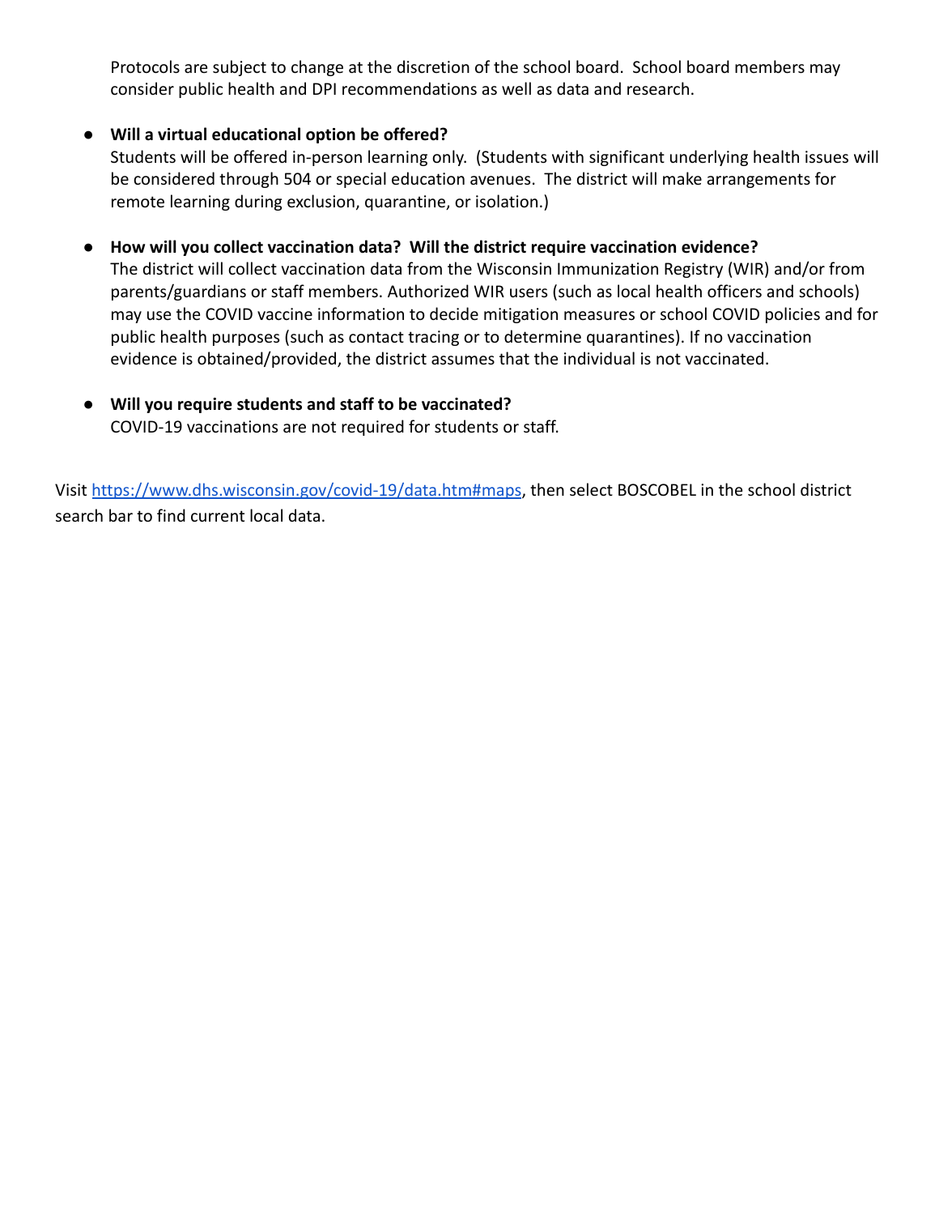Protocols are subject to change at the discretion of the school board. School board members may consider public health and DPI recommendations as well as data and research.

- **Will a virtual educational option be offered?**
  Students will be offered in-person learning only. (Students with significant underlying health issues will be considered through 504 or special education avenues. The district will make arrangements for remote learning during exclusion, quarantine, or isolation.)

- **How will you collect vaccination data? Will the district require vaccination evidence?**
  The district will collect vaccination data from the Wisconsin Immunization Registry (WIR) and/or from parents/guardians or staff members. Authorized WIR users (such as local health officers and schools) may use the COVID vaccine information to decide mitigation measures or school COVID policies and for public health purposes (such as contact tracing or to determine quarantines). If no vaccination evidence is obtained/provided, the district assumes that the individual is not vaccinated.

- **Will you require students and staff to be vaccinated?**
  COVID-19 vaccinations are not required for students or staff.

Visit [https://www.dhs.wisconsin.gov/covid-19/data.htm#maps](https://www.dhs.wisconsin.gov/covid-19/data.htm#maps), then select BOSCOBEL in the school district search bar to find current local data.